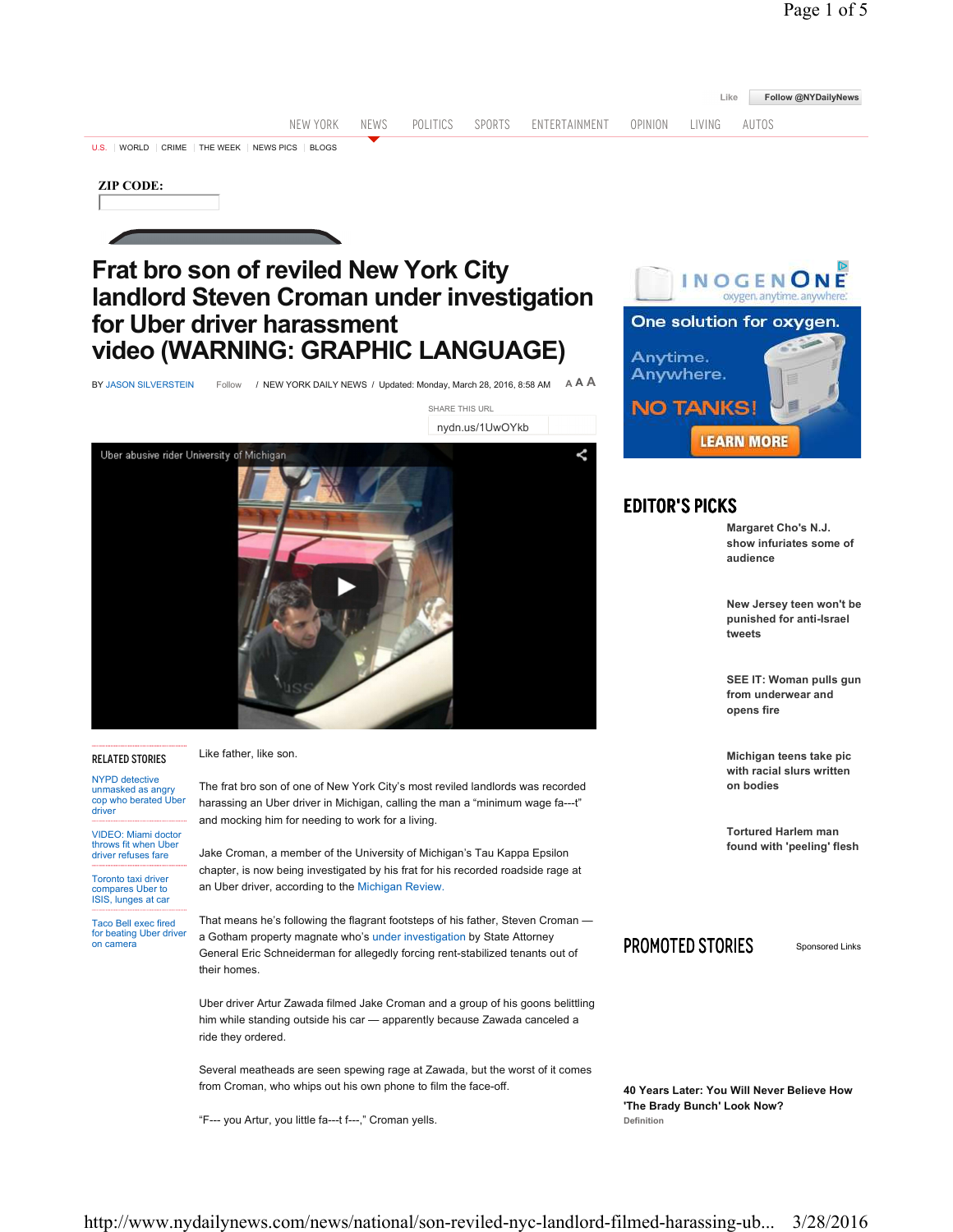# Frat bro son of reviled New York City landlord Steven Croman under investigation for Uber driver harassment video (WARNING: GRAPHIC LANGUAGE)

BY JASON SILVERSTEIN / NEW YORK DAILY NEWS / Updated: Monday, March 28, 2016, 8:58 AM

Like father, like son.

The frat bro son of one of New York City's most reviled landlords was recorded harassing an Uber driver in Michigan, calling the man a "minimum wage fa---t" and mocking him for needing to work for a living.

Jake Croman, a member of the University of Michigan's Tau Kappa Epsilon chapter, is now being investigated by his frat for his recorded roadside rage at an Uber driver, according to the Michigan Review.

That means he's following the flagrant footsteps of his father, Steven Croman — a Gotham property magnate who's under investigation by State Attorney General Eric Schneiderman for allegedly forcing rent-stabilized tenants out of their homes.

Uber driver Artur Zawada filmed Jake Croman and a group of his goons belittling him while standing outside his car — apparently because Zawada canceled a ride they ordered.

Several meatheads are seen spewing rage at Zawada, but the worst of it comes from Croman, who whips out his own phone to film the face-off.

"F--- you Artur, you little fa---t f---," Croman yells.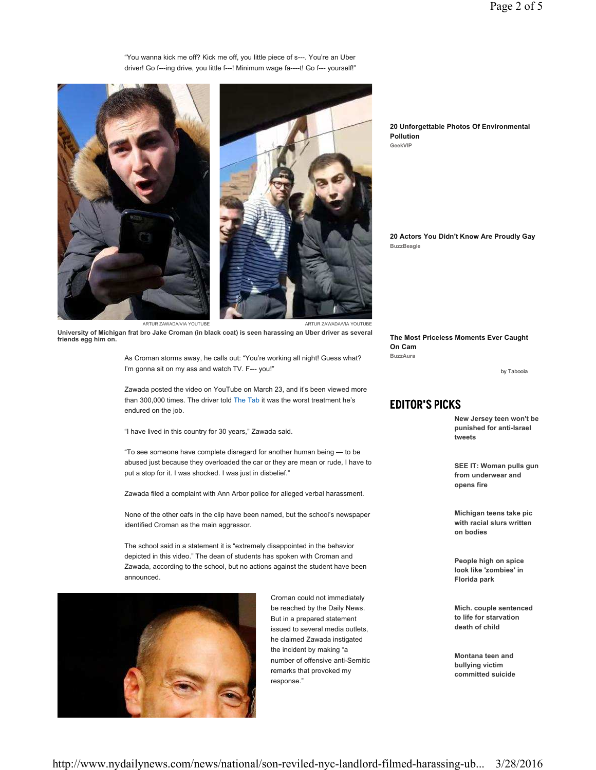"You wanna kick me off? Kick me off, you little piece of s---. You're an Uber driver! Go f---ing drive, you little f---! Minimum wage fa----t! Go f--- yourself!"

ARTUR ZAWADA/VIA YOUTUBE ARTUR ZAWADA/VIA YOUTUBE

**University of Michigan frat bro Jake Croman (in black coat) is seen harassing an Uber driver as several friends egg him on.**

As Croman storms away, he calls out: "You're working all night! Guess what? I'm gonna sit on my ass and watch TV. F--- you!"

Zawada posted the video on YouTube on March 23, and it's been viewed more than 300,000 times. The driver told The Tab it was the worst treatment he's endured on the job.

"I have lived in this country for 30 years," Zawada said.

"To see someone have complete disregard for another human being — to be abused just because they overloaded the car or they are mean or rude, I have to put a stop for it. I was shocked. I was just in disbelief."

Zawada filed a complaint with Ann Arbor police for alleged verbal harassment.

None of the other oafs in the clip have been named, but the school's newspaper identified Croman as the main aggressor.

The school said in a statement it is "extremely disappointed in the behavior depicted in this video." The dean of students has spoken with Croman and Zawada, according to the school, but no actions against the student have been announced.

Croman could not immediately be reached by the Daily News. But in a prepared statement issued to several media outlets, he claimed Zawada instigated the incident by making "a number of offensive anti-Semitic remarks that provoked my response."

**20 Unforgettable Photos Of Environmental Pollution**
GeekVIP

**20 Actors You Didn't Know Are Proudly Gay**
BuzzBeagle

**The Most Priceless Moments Ever Caught On Cam**
BuzzAura

by Taboola

## EDITOR'S PICKS

**New Jersey teen won't be punished for anti-Israel tweets**

**SEE IT: Woman pulls gun from underwear and opens fire**

**Michigan teens take pic with racial slurs written on bodies**

**People high on spice look like 'zombies' in Florida park**

**Mich. couple sentenced to life for starvation death of child**

**Montana teen and bullying victim committed suicide**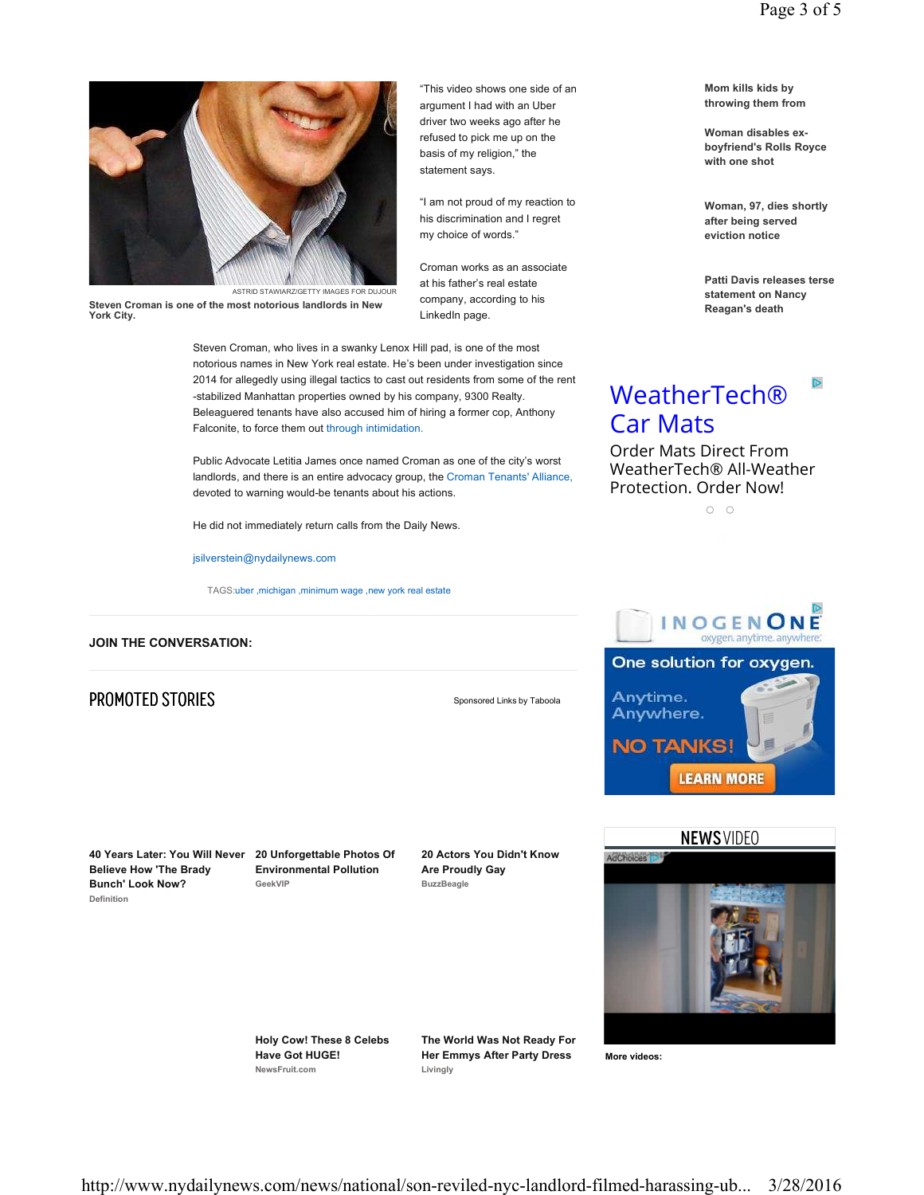ASTRID STAWIARZ/GETTY IMAGES FOR DUJOUR

**Steven Croman is one of the most notorious landlords in New York City.**

"This video shows one side of an argument I had with an Uber driver two weeks ago after he refused to pick me up on the basis of my religion," the statement says.

"I am not proud of my reaction to his discrimination and I regret my choice of words."

Croman works as an associate at his father's real estate company, according to his LinkedIn page.

Steven Croman, who lives in a swanky Lenox Hill pad, is one of the most notorious names in New York real estate. He's been under investigation since 2014 for allegedly using illegal tactics to cast out residents from some of the rent-stabilized Manhattan properties owned by his company, 9300 Realty. Beleaguered tenants have also accused him of hiring a former cop, Anthony Falconite, to force them out through intimidation.

Public Advocate Letitia James once named Croman as one of the city's worst landlords, and there is an entire advocacy group, the Croman Tenants' Alliance, devoted to warning would-be tenants about his actions.

He did not immediately return calls from the Daily News.

jsilverstein@nydailynews.com

TAGS:uber ,michigan ,minimum wage ,new york real estate

**JOIN THE CONVERSATION:**

## PROMOTED STORIES

Sponsored Links by Taboola

**40 Years Later: You Will Never Believe How 'The Brady Bunch' Look Now?**
Definition

**20 Unforgettable Photos Of Environmental Pollution**
GeekVIP

**20 Actors You Didn't Know Are Proudly Gay**
BuzzBeagle

**Holy Cow! These 8 Celebs Have Got HUGE!**
NewsFruit.com

**The World Was Not Ready For Her Emmys After Party Dress**
Livingly

**Mom kills kids by throwing them from**

**Woman disables ex-boyfriend's Rolls Royce with one shot**

**Woman, 97, dies shortly after being served eviction notice**

**Patti Davis releases terse statement on Nancy Reagan's death**

WeatherTech® Car Mats

Order Mats Direct From WeatherTech® All-Weather Protection. Order Now!

INOGEN ONE oxygen. anytime. anywhere.

One solution for oxygen. Anytime. Anywhere. NO TANKS! LEARN MORE

NEWS VIDEO

AdChoices

**More videos:**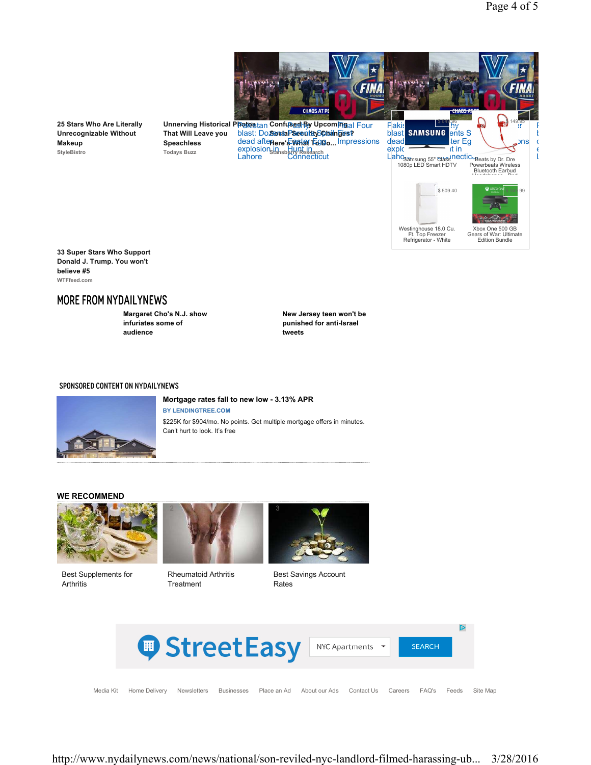**25 Stars Who Are Literally Unrecognizable Without Makeup**
StyleBistro

**Unnerving Historical Photos That Will Leave you Speachless**
Todays Buzz

**Confused By Upcoming Social Security Changes? Here's What To Do...**
Stansberry Research

Pakistan blast: Death toll after explosion in Lahore

Easter Egg Hunt in Connecticut

Final Four Impressions

Samsung 55" Class 1080p LED Smart HDTV

Beats by Dr. Dre Powerbeats Wireless Bluetooth Earbud

$ 509.40
Westinghouse 18.0 Cu. Ft. Top Freezer Refrigerator - White

Xbox One 500 GB Gears of War: Ultimate Edition Bundle

**33 Super Stars Who Support Donald J. Trump. You won't believe #5**
WTFfeed.com

## MORE FROM NYDAILYNEWS

**Margaret Cho's N.J. show infuriates some of audience**

**New Jersey teen won't be punished for anti-Israel tweets**

### SPONSORED CONTENT ON NYDAILYNEWS

**Mortgage rates fall to new low - 3.13% APR**
BY LENDINGTREE.COM
$225K for $904/mo. No points. Get multiple mortgage offers in minutes. Can't hurt to look. It's free

### WE RECOMMEND

1. Best Supplements for Arthritis
2. Rheumatoid Arthritis Treatment
3. Best Savings Account Rates

StreetEasy — NYC Apartments — SEARCH

Media Kit | Home Delivery | Newsletters | Businesses | Place an Ad | About our Ads | Contact Us | Careers | FAQ's | Feeds | Site Map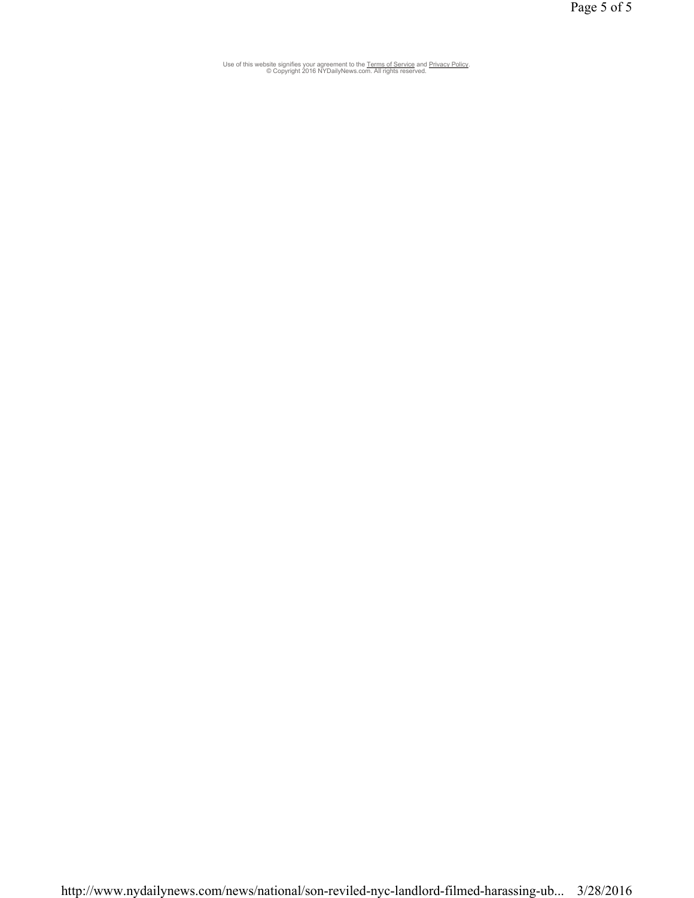Use of this website signifies your agreement to the Terms of Service and Privacy Policy.
© Copyright 2016 NYDailyNews.com. All rights reserved.